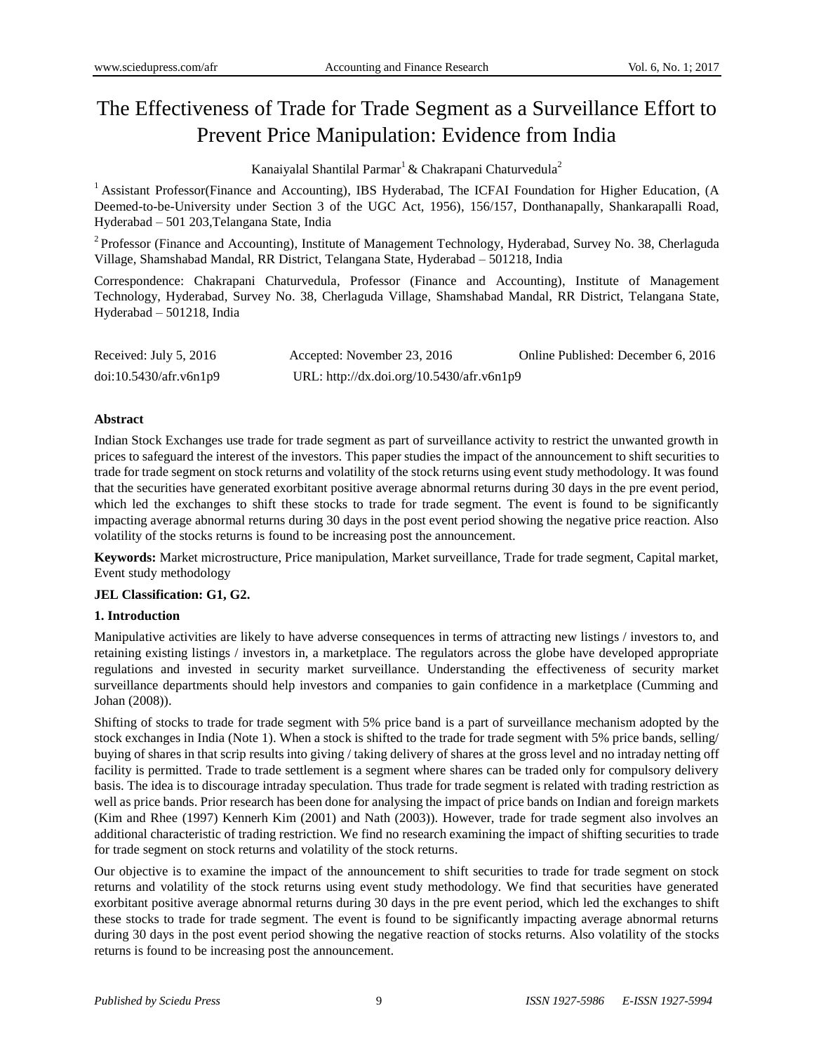# The Effectiveness of Trade for Trade Segment as a Surveillance Effort to Prevent Price Manipulation: Evidence from India

Kanaiyalal Shantilal Parmar[1] & Chakrapani Chaturvedula[2]

[1] Assistant Professor(Finance and Accounting), IBS Hyderabad, The ICFAI Foundation for Higher Education, (A Deemed-to-be-University under Section 3 of the UGC Act, 1956), 156/157, Donthanapally, Shankarapalli Road, Hyderabad – 501 203,Telangana State, India

[2] Professor (Finance and Accounting), Institute of Management Technology, Hyderabad, Survey No. 38, Cherlaguda Village, Shamshabad Mandal, RR District, Telangana State, Hyderabad – 501218, India

Correspondence: Chakrapani Chaturvedula, Professor (Finance and Accounting), Institute of Management Technology, Hyderabad, Survey No. 38, Cherlaguda Village, Shamshabad Mandal, RR District, Telangana State, Hyderabad – 501218, India

Received: July 5, 2016 Accepted: November 23, 2016 Online Published: December 6, 2016

doi:10.5430/afr.v6n1p9 URL: http://dx.doi.org/10.5430/afr.v6n1p9

**Abstract**

Indian Stock Exchanges use trade for trade segment as part of surveillance activity to restrict the unwanted growth in prices to safeguard the interest of the investors. This paper studies the impact of the announcement to shift securities to trade for trade segment on stock returns and volatility of the stock returns using event study methodology. It was found that the securities have generated exorbitant positive average abnormal returns during 30 days in the pre event period, which led the exchanges to shift these stocks to trade for trade segment. The event is found to be significantly impacting average abnormal returns during 30 days in the post event period showing the negative price reaction. Also volatility of the stocks returns is found to be increasing post the announcement.

**Keywords:** Market microstructure, Price manipulation, Market surveillance, Trade for trade segment, Capital market, Event study methodology

**JEL Classification: G1, G2.**

## 1. Introduction

Manipulative activities are likely to have adverse consequences in terms of attracting new listings / investors to, and retaining existing listings / investors in, a marketplace. The regulators across the globe have developed appropriate regulations and invested in security market surveillance. Understanding the effectiveness of security market surveillance departments should help investors and companies to gain confidence in a marketplace (Cumming and Johan (2008)).

Shifting of stocks to trade for trade segment with 5% price band is a part of surveillance mechanism adopted by the stock exchanges in India (Note 1). When a stock is shifted to the trade for trade segment with 5% price bands, selling/ buying of shares in that scrip results into giving / taking delivery of shares at the gross level and no intraday netting off facility is permitted. Trade to trade settlement is a segment where shares can be traded only for compulsory delivery basis. The idea is to discourage intraday speculation. Thus trade for trade segment is related with trading restriction as well as price bands. Prior research has been done for analysing the impact of price bands on Indian and foreign markets (Kim and Rhee (1997) Kennerh Kim (2001) and Nath (2003)). However, trade for trade segment also involves an additional characteristic of trading restriction. We find no research examining the impact of shifting securities to trade for trade segment on stock returns and volatility of the stock returns.

Our objective is to examine the impact of the announcement to shift securities to trade for trade segment on stock returns and volatility of the stock returns using event study methodology. We find that securities have generated exorbitant positive average abnormal returns during 30 days in the pre event period, which led the exchanges to shift these stocks to trade for trade segment. The event is found to be significantly impacting average abnormal returns during 30 days in the post event period showing the negative reaction of stocks returns. Also volatility of the stocks returns is found to be increasing post the announcement.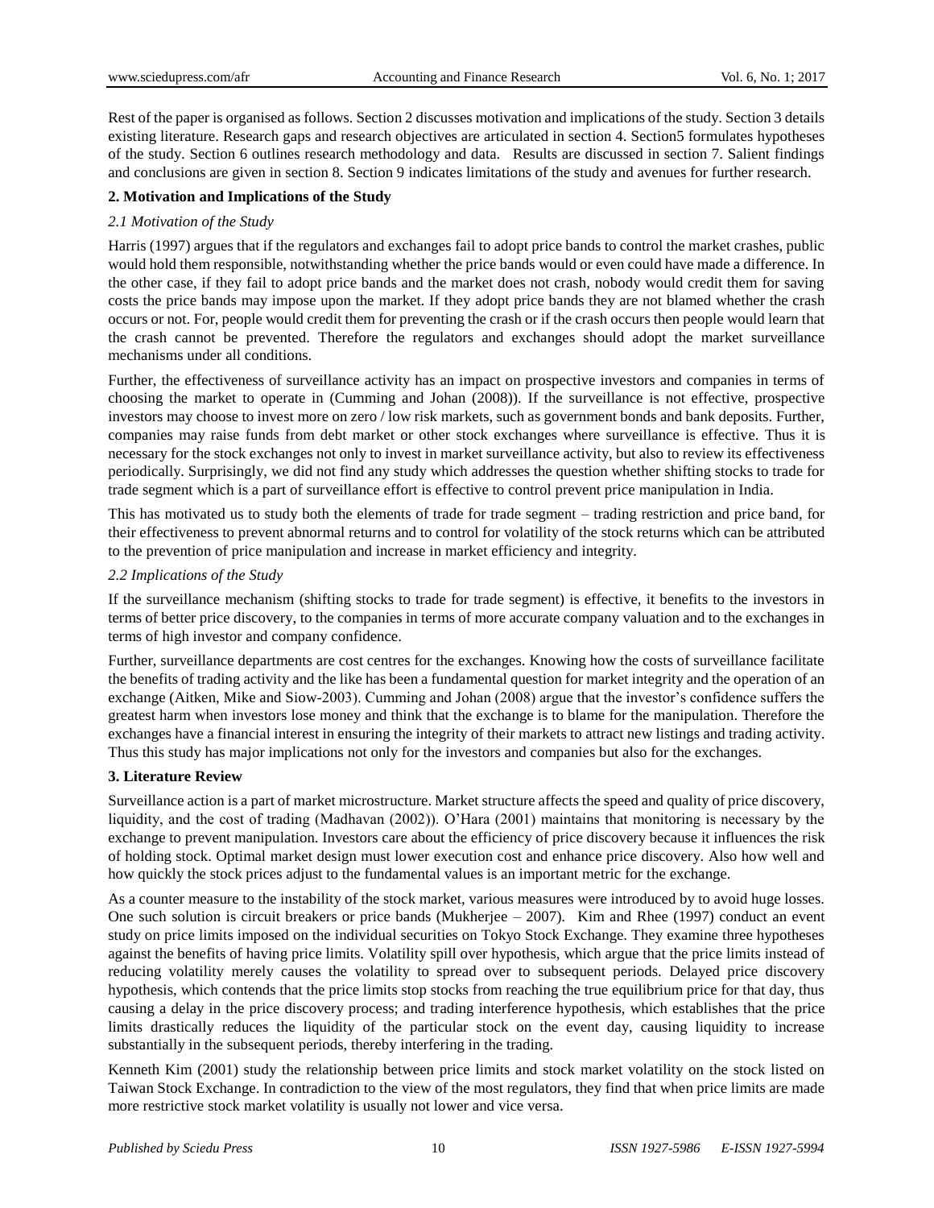Rest of the paper is organised as follows. Section 2 discusses motivation and implications of the study. Section 3 details existing literature. Research gaps and research objectives are articulated in section 4. Section5 formulates hypotheses of the study. Section 6 outlines research methodology and data. Results are discussed in section 7. Salient findings and conclusions are given in section 8. Section 9 indicates limitations of the study and avenues for further research.

## 2. Motivation and Implications of the Study

### *2.1 Motivation of the Study*

Harris (1997) argues that if the regulators and exchanges fail to adopt price bands to control the market crashes, public would hold them responsible, notwithstanding whether the price bands would or even could have made a difference. In the other case, if they fail to adopt price bands and the market does not crash, nobody would credit them for saving costs the price bands may impose upon the market. If they adopt price bands they are not blamed whether the crash occurs or not. For, people would credit them for preventing the crash or if the crash occurs then people would learn that the crash cannot be prevented. Therefore the regulators and exchanges should adopt the market surveillance mechanisms under all conditions.

Further, the effectiveness of surveillance activity has an impact on prospective investors and companies in terms of choosing the market to operate in (Cumming and Johan (2008)). If the surveillance is not effective, prospective investors may choose to invest more on zero / low risk markets, such as government bonds and bank deposits. Further, companies may raise funds from debt market or other stock exchanges where surveillance is effective. Thus it is necessary for the stock exchanges not only to invest in market surveillance activity, but also to review its effectiveness periodically. Surprisingly, we did not find any study which addresses the question whether shifting stocks to trade for trade segment which is a part of surveillance effort is effective to control prevent price manipulation in India.

This has motivated us to study both the elements of trade for trade segment – trading restriction and price band, for their effectiveness to prevent abnormal returns and to control for volatility of the stock returns which can be attributed to the prevention of price manipulation and increase in market efficiency and integrity.

### *2.2 Implications of the Study*

If the surveillance mechanism (shifting stocks to trade for trade segment) is effective, it benefits to the investors in terms of better price discovery, to the companies in terms of more accurate company valuation and to the exchanges in terms of high investor and company confidence.

Further, surveillance departments are cost centres for the exchanges. Knowing how the costs of surveillance facilitate the benefits of trading activity and the like has been a fundamental question for market integrity and the operation of an exchange (Aitken, Mike and Siow-2003). Cumming and Johan (2008) argue that the investor's confidence suffers the greatest harm when investors lose money and think that the exchange is to blame for the manipulation. Therefore the exchanges have a financial interest in ensuring the integrity of their markets to attract new listings and trading activity. Thus this study has major implications not only for the investors and companies but also for the exchanges.

## 3. Literature Review

Surveillance action is a part of market microstructure. Market structure affects the speed and quality of price discovery, liquidity, and the cost of trading (Madhavan (2002)). O'Hara (2001) maintains that monitoring is necessary by the exchange to prevent manipulation. Investors care about the efficiency of price discovery because it influences the risk of holding stock. Optimal market design must lower execution cost and enhance price discovery. Also how well and how quickly the stock prices adjust to the fundamental values is an important metric for the exchange.

As a counter measure to the instability of the stock market, various measures were introduced by to avoid huge losses. One such solution is circuit breakers or price bands (Mukherjee – 2007). Kim and Rhee (1997) conduct an event study on price limits imposed on the individual securities on Tokyo Stock Exchange. They examine three hypotheses against the benefits of having price limits. Volatility spill over hypothesis, which argue that the price limits instead of reducing volatility merely causes the volatility to spread over to subsequent periods. Delayed price discovery hypothesis, which contends that the price limits stop stocks from reaching the true equilibrium price for that day, thus causing a delay in the price discovery process; and trading interference hypothesis, which establishes that the price limits drastically reduces the liquidity of the particular stock on the event day, causing liquidity to increase substantially in the subsequent periods, thereby interfering in the trading.

Kenneth Kim (2001) study the relationship between price limits and stock market volatility on the stock listed on Taiwan Stock Exchange. In contradiction to the view of the most regulators, they find that when price limits are made more restrictive stock market volatility is usually not lower and vice versa.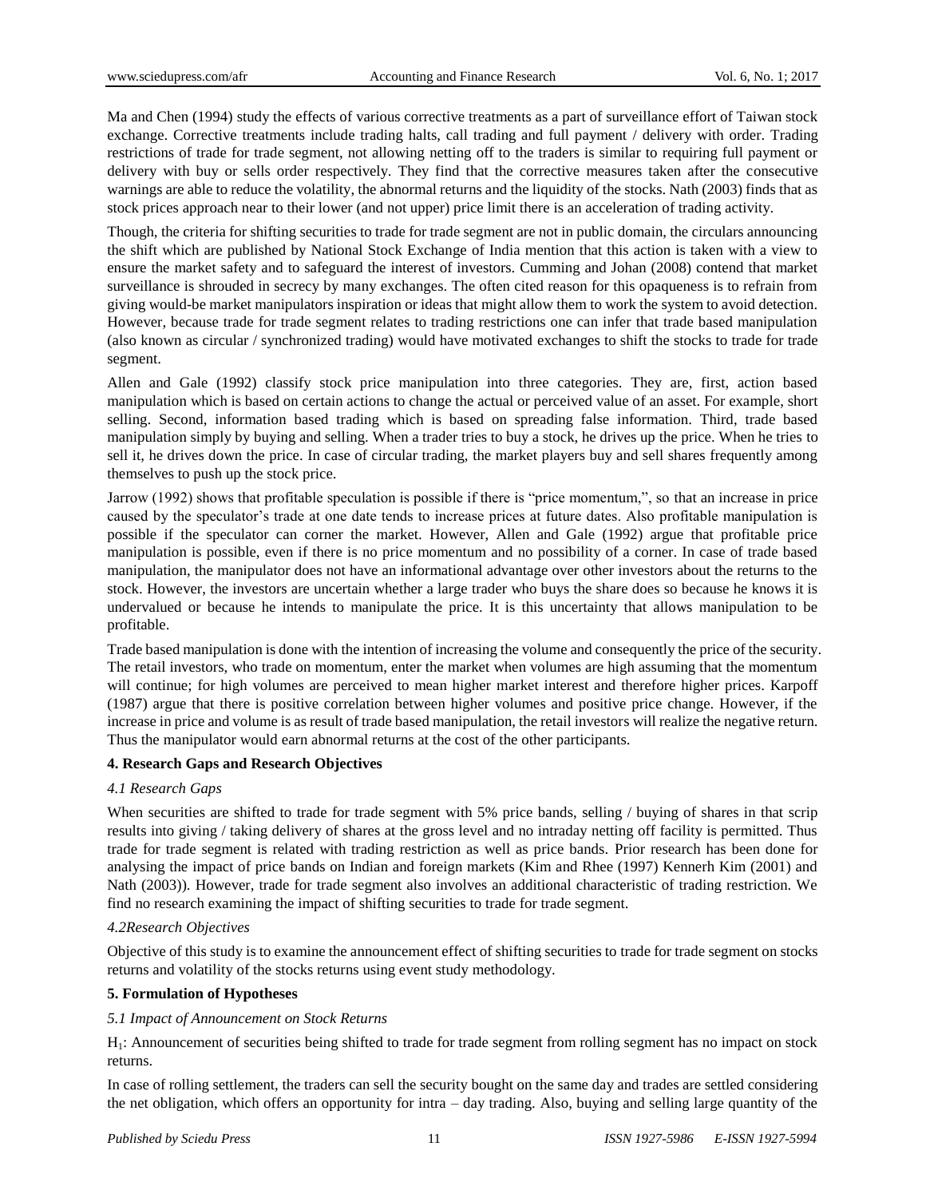Ma and Chen (1994) study the effects of various corrective treatments as a part of surveillance effort of Taiwan stock exchange. Corrective treatments include trading halts, call trading and full payment / delivery with order. Trading restrictions of trade for trade segment, not allowing netting off to the traders is similar to requiring full payment or delivery with buy or sells order respectively. They find that the corrective measures taken after the consecutive warnings are able to reduce the volatility, the abnormal returns and the liquidity of the stocks. Nath (2003) finds that as stock prices approach near to their lower (and not upper) price limit there is an acceleration of trading activity.

Though, the criteria for shifting securities to trade for trade segment are not in public domain, the circulars announcing the shift which are published by National Stock Exchange of India mention that this action is taken with a view to ensure the market safety and to safeguard the interest of investors. Cumming and Johan (2008) contend that market surveillance is shrouded in secrecy by many exchanges. The often cited reason for this opaqueness is to refrain from giving would-be market manipulators inspiration or ideas that might allow them to work the system to avoid detection. However, because trade for trade segment relates to trading restrictions one can infer that trade based manipulation (also known as circular / synchronized trading) would have motivated exchanges to shift the stocks to trade for trade segment.

Allen and Gale (1992) classify stock price manipulation into three categories. They are, first, action based manipulation which is based on certain actions to change the actual or perceived value of an asset. For example, short selling. Second, information based trading which is based on spreading false information. Third, trade based manipulation simply by buying and selling. When a trader tries to buy a stock, he drives up the price. When he tries to sell it, he drives down the price. In case of circular trading, the market players buy and sell shares frequently among themselves to push up the stock price.

Jarrow (1992) shows that profitable speculation is possible if there is "price momentum,", so that an increase in price caused by the speculator's trade at one date tends to increase prices at future dates. Also profitable manipulation is possible if the speculator can corner the market. However, Allen and Gale (1992) argue that profitable price manipulation is possible, even if there is no price momentum and no possibility of a corner. In case of trade based manipulation, the manipulator does not have an informational advantage over other investors about the returns to the stock. However, the investors are uncertain whether a large trader who buys the share does so because he knows it is undervalued or because he intends to manipulate the price. It is this uncertainty that allows manipulation to be profitable.

Trade based manipulation is done with the intention of increasing the volume and consequently the price of the security. The retail investors, who trade on momentum, enter the market when volumes are high assuming that the momentum will continue; for high volumes are perceived to mean higher market interest and therefore higher prices. Karpoff (1987) argue that there is positive correlation between higher volumes and positive price change. However, if the increase in price and volume is as result of trade based manipulation, the retail investors will realize the negative return. Thus the manipulator would earn abnormal returns at the cost of the other participants.

## 4. Research Gaps and Research Objectives

### *4.1 Research Gaps*

When securities are shifted to trade for trade segment with 5% price bands, selling / buying of shares in that scrip results into giving / taking delivery of shares at the gross level and no intraday netting off facility is permitted. Thus trade for trade segment is related with trading restriction as well as price bands. Prior research has been done for analysing the impact of price bands on Indian and foreign markets (Kim and Rhee (1997) Kennerh Kim (2001) and Nath (2003)). However, trade for trade segment also involves an additional characteristic of trading restriction. We find no research examining the impact of shifting securities to trade for trade segment.

### *4.2Research Objectives*

Objective of this study is to examine the announcement effect of shifting securities to trade for trade segment on stocks returns and volatility of the stocks returns using event study methodology.

## 5. Formulation of Hypotheses

### *5.1 Impact of Announcement on Stock Returns*

$H_1$: Announcement of securities being shifted to trade for trade segment from rolling segment has no impact on stock returns.

In case of rolling settlement, the traders can sell the security bought on the same day and trades are settled considering the net obligation, which offers an opportunity for intra – day trading. Also, buying and selling large quantity of the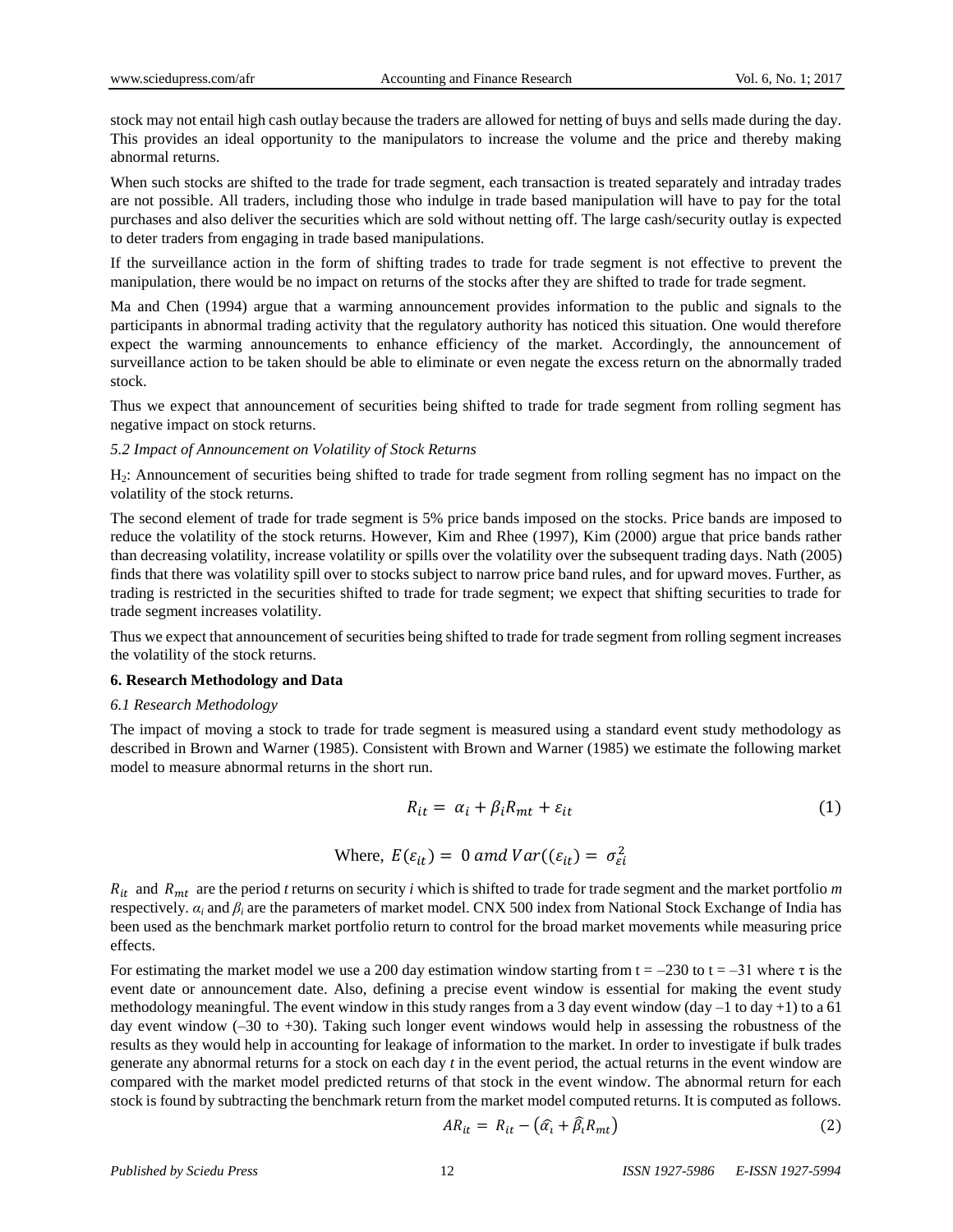stock may not entail high cash outlay because the traders are allowed for netting of buys and sells made during the day. This provides an ideal opportunity to the manipulators to increase the volume and the price and thereby making abnormal returns.

When such stocks are shifted to the trade for trade segment, each transaction is treated separately and intraday trades are not possible. All traders, including those who indulge in trade based manipulation will have to pay for the total purchases and also deliver the securities which are sold without netting off. The large cash/security outlay is expected to deter traders from engaging in trade based manipulations.

If the surveillance action in the form of shifting trades to trade for trade segment is not effective to prevent the manipulation, there would be no impact on returns of the stocks after they are shifted to trade for trade segment.

Ma and Chen (1994) argue that a warming announcement provides information to the public and signals to the participants in abnormal trading activity that the regulatory authority has noticed this situation. One would therefore expect the warming announcements to enhance efficiency of the market. Accordingly, the announcement of surveillance action to be taken should be able to eliminate or even negate the excess return on the abnormally traded stock.

Thus we expect that announcement of securities being shifted to trade for trade segment from rolling segment has negative impact on stock returns.

*5.2 Impact of Announcement on Volatility of Stock Returns*

$H_2$: Announcement of securities being shifted to trade for trade segment from rolling segment has no impact on the volatility of the stock returns.

The second element of trade for trade segment is 5% price bands imposed on the stocks. Price bands are imposed to reduce the volatility of the stock returns. However, Kim and Rhee (1997), Kim (2000) argue that price bands rather than decreasing volatility, increase volatility or spills over the volatility over the subsequent trading days. Nath (2005) finds that there was volatility spill over to stocks subject to narrow price band rules, and for upward moves. Further, as trading is restricted in the securities shifted to trade for trade segment; we expect that shifting securities to trade for trade segment increases volatility.

Thus we expect that announcement of securities being shifted to trade for trade segment from rolling segment increases the volatility of the stock returns.

## 6. Research Methodology and Data

*6.1 Research Methodology*

The impact of moving a stock to trade for trade segment is measured using a standard event study methodology as described in Brown and Warner (1985). Consistent with Brown and Warner (1985) we estimate the following market model to measure abnormal returns in the short run.

$$R_{it} = \alpha_i + \beta_i R_{mt} + \varepsilon_{it} \tag{1}$$

$$\text{Where, } E(\varepsilon_{it}) = 0 \; amd \; Var((\varepsilon_{it}) = \sigma_{\varepsilon i}^2$$

$R_{it}$ and $R_{mt}$ are the period *t* returns on security *i* which is shifted to trade for trade segment and the market portfolio *m* respectively. $\alpha_i$ and $\beta_i$ are the parameters of market model. CNX 500 index from National Stock Exchange of India has been used as the benchmark market portfolio return to control for the broad market movements while measuring price effects.

For estimating the market model we use a 200 day estimation window starting from t = –230 to t = –31 where τ is the event date or announcement date. Also, defining a precise event window is essential for making the event study methodology meaningful. The event window in this study ranges from a 3 day event window (day –1 to day +1) to a 61 day event window (–30 to +30). Taking such longer event windows would help in assessing the robustness of the results as they would help in accounting for leakage of information to the market. In order to investigate if bulk trades generate any abnormal returns for a stock on each day *t* in the event period, the actual returns in the event window are compared with the market model predicted returns of that stock in the event window. The abnormal return for each stock is found by subtracting the benchmark return from the market model computed returns. It is computed as follows.

$$AR_{it} = R_{it} - \left(\widehat{\alpha}_i + \widehat{\beta}_i R_{mt}\right) \tag{2}$$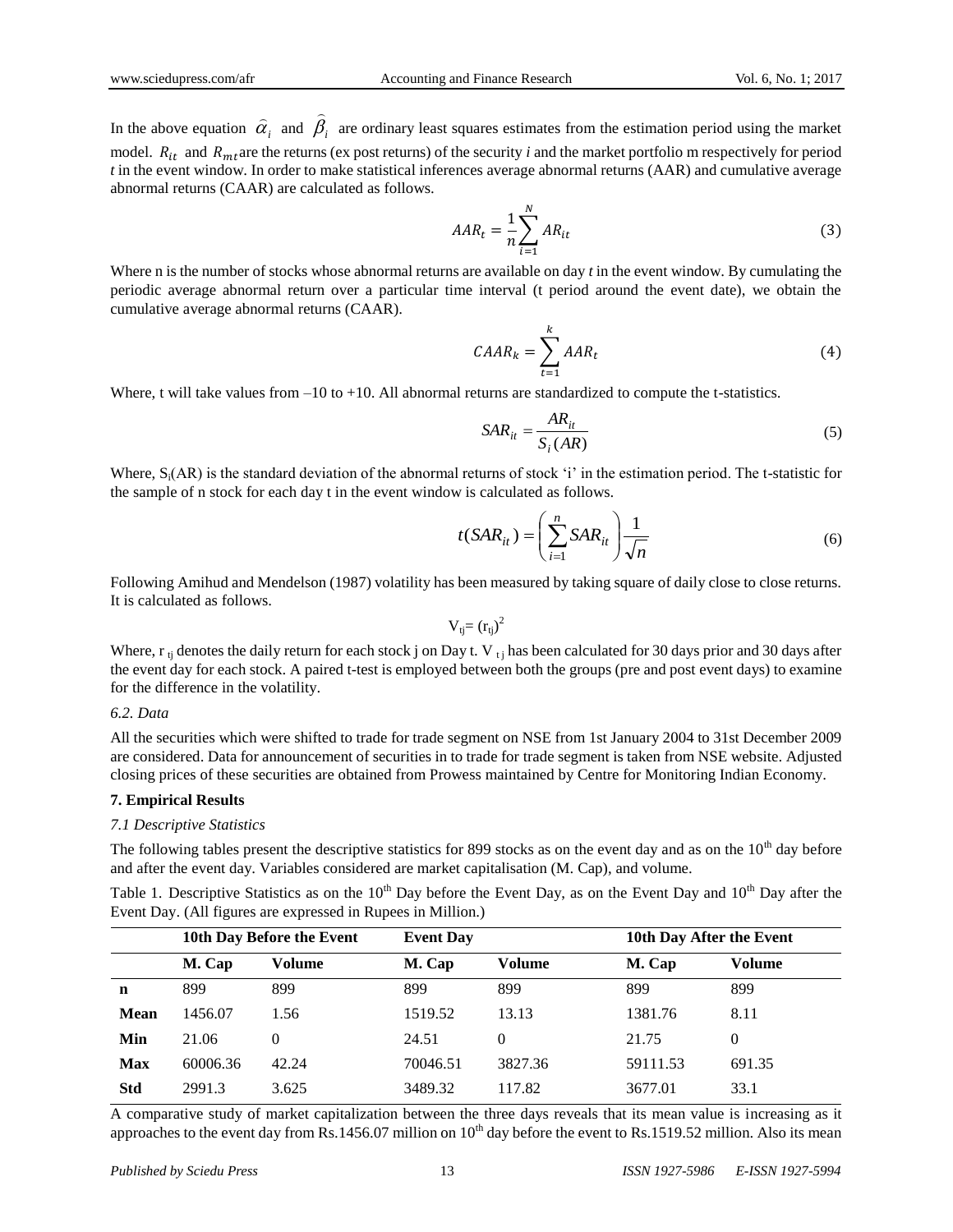In the above equation $\hat{\alpha}_i$ and $\hat{\beta}_i$ are ordinary least squares estimates from the estimation period using the market model. $R_{it}$ and $R_{mt}$ are the returns (ex post returns) of the security *i* and the market portfolio m respectively for period *t* in the event window. In order to make statistical inferences average abnormal returns (AAR) and cumulative average abnormal returns (CAAR) are calculated as follows.

$$AAR_t = \frac{1}{n}\sum_{i=1}^{N} AR_{it} \tag{3}$$

Where n is the number of stocks whose abnormal returns are available on day *t* in the event window. By cumulating the periodic average abnormal return over a particular time interval (t period around the event date), we obtain the cumulative average abnormal returns (CAAR).

$$CAAR_k = \sum_{t=1}^{k} AAR_t \tag{4}$$

Where, t will take values from –10 to +10. All abnormal returns are standardized to compute the t-statistics.

$$SAR_{it} = \frac{AR_{it}}{S_i(AR)} \tag{5}$$

Where, $S_i(AR)$ is the standard deviation of the abnormal returns of stock 'i' in the estimation period. The t-statistic for the sample of n stock for each day t in the event window is calculated as follows.

$$t(SAR_{it}) = \left(\sum_{i=1}^{n} SAR_{it}\right)\frac{1}{\sqrt{n}} \tag{6}$$

Following Amihud and Mendelson (1987) volatility has been measured by taking square of daily close to close returns. It is calculated as follows.

$$V_{tj} = (r_{tj})^2$$

Where, $r_{tj}$ denotes the daily return for each stock j on Day t. $V_{tj}$ has been calculated for 30 days prior and 30 days after the event day for each stock. A paired t-test is employed between both the groups (pre and post event days) to examine for the difference in the volatility.

### *6.2. Data*

All the securities which were shifted to trade for trade segment on NSE from 1st January 2004 to 31st December 2009 are considered. Data for announcement of securities in to trade for trade segment is taken from NSE website. Adjusted closing prices of these securities are obtained from Prowess maintained by Centre for Monitoring Indian Economy.

## 7. Empirical Results

### *7.1 Descriptive Statistics*

The following tables present the descriptive statistics for 899 stocks as on the event day and as on the 10th day before and after the event day. Variables considered are market capitalisation (M. Cap), and volume.

Table 1. Descriptive Statistics as on the 10th Day before the Event Day, as on the Event Day and 10th Day after the Event Day. (All figures are expressed in Rupees in Million.)

| | 10th Day Before the Event | | Event Day | | 10th Day After the Event | |
|---|---|---|---|---|---|---|
| | **M. Cap** | **Volume** | **M. Cap** | **Volume** | **M. Cap** | **Volume** |
| **n** | 899 | 899 | 899 | 899 | 899 | 899 |
| **Mean** | 1456.07 | 1.56 | 1519.52 | 13.13 | 1381.76 | 8.11 |
| **Min** | 21.06 | 0 | 24.51 | 0 | 21.75 | 0 |
| **Max** | 60006.36 | 42.24 | 70046.51 | 3827.36 | 59111.53 | 691.35 |
| **Std** | 2991.3 | 3.625 | 3489.32 | 117.82 | 3677.01 | 33.1 |

A comparative study of market capitalization between the three days reveals that its mean value is increasing as it approaches to the event day from Rs.1456.07 million on 10th day before the event to Rs.1519.52 million. Also its mean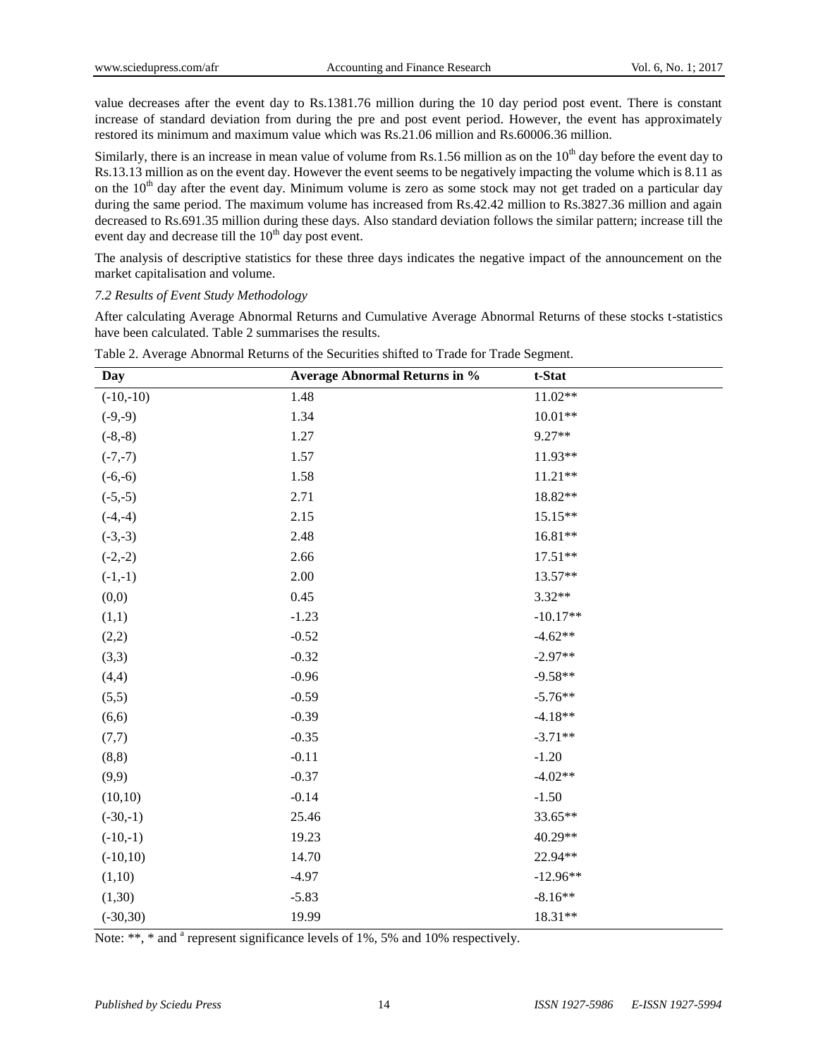value decreases after the event day to Rs.1381.76 million during the 10 day period post event. There is constant increase of standard deviation from during the pre and post event period. However, the event has approximately restored its minimum and maximum value which was Rs.21.06 million and Rs.60006.36 million.

Similarly, there is an increase in mean value of volume from Rs.1.56 million as on the $10^{th}$ day before the event day to Rs.13.13 million as on the event day. However the event seems to be negatively impacting the volume which is 8.11 as on the $10^{th}$ day after the event day. Minimum volume is zero as some stock may not get traded on a particular day during the same period. The maximum volume has increased from Rs.42.42 million to Rs.3827.36 million and again decreased to Rs.691.35 million during these days. Also standard deviation follows the similar pattern; increase till the event day and decrease till the $10^{th}$ day post event.

The analysis of descriptive statistics for these three days indicates the negative impact of the announcement on the market capitalisation and volume.

*7.2 Results of Event Study Methodology*

After calculating Average Abnormal Returns and Cumulative Average Abnormal Returns of these stocks t-statistics have been calculated. Table 2 summarises the results.

Table 2. Average Abnormal Returns of the Securities shifted to Trade for Trade Segment.

| Day | Average Abnormal Returns in % | t-Stat |
|---|---|---|
| (-10,-10) | 1.48 | 11.02** |
| (-9,-9) | 1.34 | 10.01** |
| (-8,-8) | 1.27 | 9.27** |
| (-7,-7) | 1.57 | 11.93** |
| (-6,-6) | 1.58 | 11.21** |
| (-5,-5) | 2.71 | 18.82** |
| (-4,-4) | 2.15 | 15.15** |
| (-3,-3) | 2.48 | 16.81** |
| (-2,-2) | 2.66 | 17.51** |
| (-1,-1) | 2.00 | 13.57** |
| (0,0) | 0.45 | 3.32** |
| (1,1) | -1.23 | -10.17** |
| (2,2) | -0.52 | -4.62** |
| (3,3) | -0.32 | -2.97** |
| (4,4) | -0.96 | -9.58** |
| (5,5) | -0.59 | -5.76** |
| (6,6) | -0.39 | -4.18** |
| (7,7) | -0.35 | -3.71** |
| (8,8) | -0.11 | -1.20 |
| (9,9) | -0.37 | -4.02** |
| (10,10) | -0.14 | -1.50 |
| (-30,-1) | 25.46 | 33.65** |
| (-10,-1) | 19.23 | 40.29** |
| (-10,10) | 14.70 | 22.94** |
| (1,10) | -4.97 | -12.96** |
| (1,30) | -5.83 | -8.16** |
| (-30,30) | 19.99 | 18.31** |

Note: **, * and [a] represent significance levels of 1%, 5% and 10% respectively.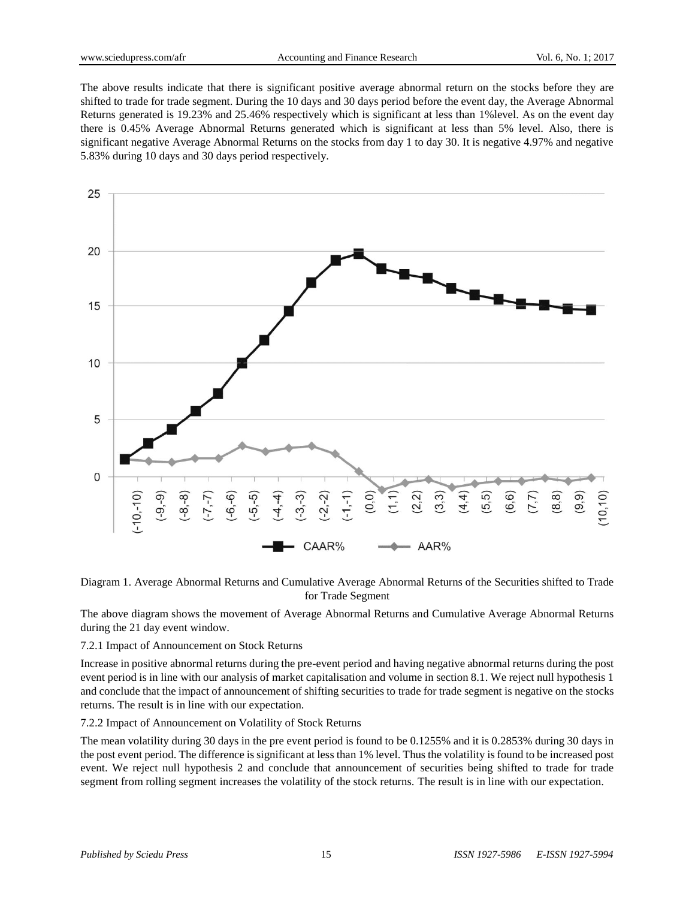The above results indicate that there is significant positive average abnormal return on the stocks before they are shifted to trade for trade segment. During the 10 days and 30 days period before the event day, the Average Abnormal Returns generated is 19.23% and 25.46% respectively which is significant at less than 1%level. As on the event day there is 0.45% Average Abnormal Returns generated which is significant at less than 5% level. Also, there is significant negative Average Abnormal Returns on the stocks from day 1 to day 30. It is negative 4.97% and negative 5.83% during 10 days and 30 days period respectively.

Diagram 1. Average Abnormal Returns and Cumulative Average Abnormal Returns of the Securities shifted to Trade for Trade Segment

The above diagram shows the movement of Average Abnormal Returns and Cumulative Average Abnormal Returns during the 21 day event window.

#### 7.2.1 Impact of Announcement on Stock Returns

Increase in positive abnormal returns during the pre-event period and having negative abnormal returns during the post event period is in line with our analysis of market capitalisation and volume in section 8.1. We reject null hypothesis 1 and conclude that the impact of announcement of shifting securities to trade for trade segment is negative on the stocks returns. The result is in line with our expectation.

#### 7.2.2 Impact of Announcement on Volatility of Stock Returns

The mean volatility during 30 days in the pre event period is found to be 0.1255% and it is 0.2853% during 30 days in the post event period. The difference is significant at less than 1% level. Thus the volatility is found to be increased post event. We reject null hypothesis 2 and conclude that announcement of securities being shifted to trade for trade segment from rolling segment increases the volatility of the stock returns. The result is in line with our expectation.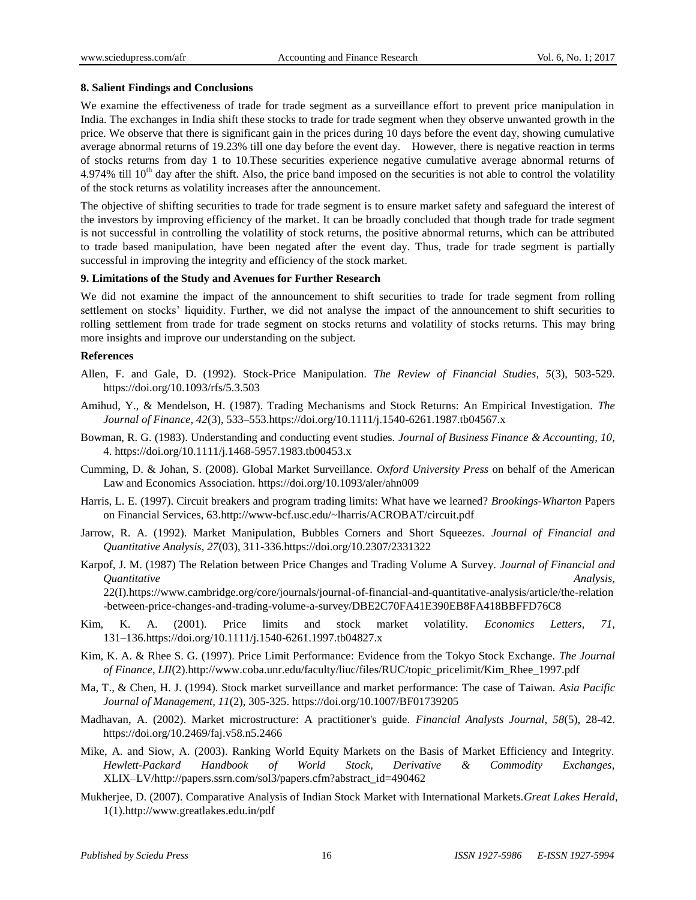**8. Salient Findings and Conclusions**

We examine the effectiveness of trade for trade segment as a surveillance effort to prevent price manipulation in India. The exchanges in India shift these stocks to trade for trade segment when they observe unwanted growth in the price. We observe that there is significant gain in the prices during 10 days before the event day, showing cumulative average abnormal returns of 19.23% till one day before the event day. However, there is negative reaction in terms of stocks returns from day 1 to 10.These securities experience negative cumulative average abnormal returns of 4.974% till 10th day after the shift. Also, the price band imposed on the securities is not able to control the volatility of the stock returns as volatility increases after the announcement.

The objective of shifting securities to trade for trade segment is to ensure market safety and safeguard the interest of the investors by improving efficiency of the market. It can be broadly concluded that though trade for trade segment is not successful in controlling the volatility of stock returns, the positive abnormal returns, which can be attributed to trade based manipulation, have been negated after the event day. Thus, trade for trade segment is partially successful in improving the integrity and efficiency of the stock market.

**9. Limitations of the Study and Avenues for Further Research**

We did not examine the impact of the announcement to shift securities to trade for trade segment from rolling settlement on stocks' liquidity. Further, we did not analyse the impact of the announcement to shift securities to rolling settlement from trade for trade segment on stocks returns and volatility of stocks returns. This may bring more insights and improve our understanding on the subject.

**References**

Allen, F. and Gale, D. (1992). Stock-Price Manipulation. *The Review of Financial Studies, 5*(3), 503-529. https://doi.org/10.1093/rfs/5.3.503

Amihud, Y., & Mendelson, H. (1987). Trading Mechanisms and Stock Returns: An Empirical Investigation. *The Journal of Finance, 42*(3), 533–553.https://doi.org/10.1111/j.1540-6261.1987.tb04567.x

Bowman, R. G. (1983). Understanding and conducting event studies. *Journal of Business Finance & Accounting, 10*, 4. https://doi.org/10.1111/j.1468-5957.1983.tb00453.x

Cumming, D. & Johan, S. (2008). Global Market Surveillance. *Oxford University Press* on behalf of the American Law and Economics Association. https://doi.org/10.1093/aler/ahn009

Harris, L. E. (1997). Circuit breakers and program trading limits: What have we learned? *Brookings-Wharton* Papers on Financial Services, 63.http://www-bcf.usc.edu/~lharris/ACROBAT/circuit.pdf

Jarrow, R. A. (1992). Market Manipulation, Bubbles Corners and Short Squeezes. *Journal of Financial and Quantitative Analysis, 27*(03), 311-336.https://doi.org/10.2307/2331322

Karpof, J. M. (1987) The Relation between Price Changes and Trading Volume A Survey. *Journal of Financial and Quantitative Analysis,* 22(I).https://www.cambridge.org/core/journals/journal-of-financial-and-quantitative-analysis/article/the-relation-between-price-changes-and-trading-volume-a-survey/DBE2C70FA41E390EB8FA418BBFFD76C8

Kim, K. A. (2001). Price limits and stock market volatility. *Economics Letters, 71*, 131–136.https://doi.org/10.1111/j.1540-6261.1997.tb04827.x

Kim, K. A. & Rhee S. G. (1997). Price Limit Performance: Evidence from the Tokyo Stock Exchange. *The Journal of Finance, LII*(2).http://www.coba.unr.edu/faculty/liuc/files/RUC/topic_pricelimit/Kim_Rhee_1997.pdf

Ma, T., & Chen, H. J. (1994). Stock market surveillance and market performance: The case of Taiwan. *Asia Pacific Journal of Management, 11*(2), 305-325. https://doi.org/10.1007/BF01739205

Madhavan, A. (2002). Market microstructure: A practitioner's guide. *Financial Analysts Journal, 58*(5), 28-42. https://doi.org/10.2469/faj.v58.n5.2466

Mike, A. and Siow, A. (2003). Ranking World Equity Markets on the Basis of Market Efficiency and Integrity. *Hewlett-Packard Handbook of World Stock, Derivative & Commodity Exchanges,* XLIX–LV/http://papers.ssrn.com/sol3/papers.cfm?abstract_id=490462

Mukherjee, D. (2007). Comparative Analysis of Indian Stock Market with International Markets.*Great Lakes Herald,* 1(1).http://www.greatlakes.edu.in/pdf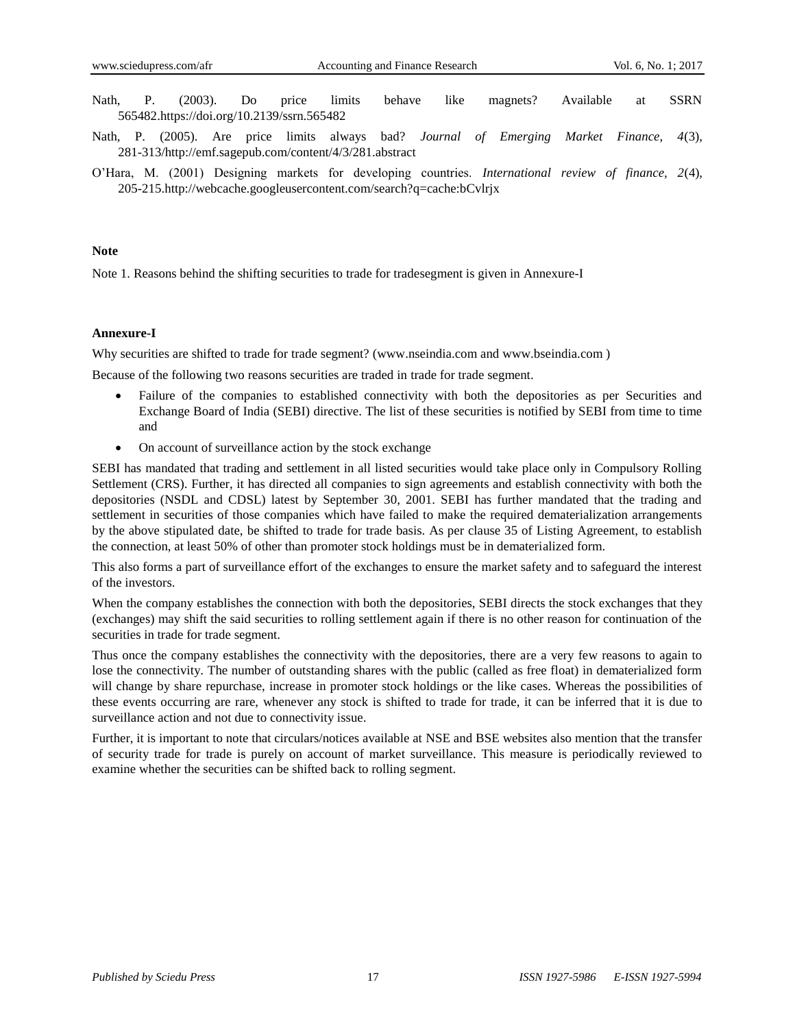Nath, P. (2003). Do price limits behave like magnets? Available at SSRN 565482.https://doi.org/10.2139/ssrn.565482

Nath, P. (2005). Are price limits always bad? *Journal of Emerging Market Finance, 4*(3), 281-313/http://emf.sagepub.com/content/4/3/281.abstract

O'Hara, M. (2001) Designing markets for developing countries. *International review of finance, 2*(4), 205-215.http://webcache.googleusercontent.com/search?q=cache:bCvlrjx

**Note**

Note 1. Reasons behind the shifting securities to trade for tradesegment is given in Annexure-I

**Annexure-I**

Why securities are shifted to trade for trade segment? (www.nseindia.com and www.bseindia.com )

Because of the following two reasons securities are traded in trade for trade segment.

- Failure of the companies to established connectivity with both the depositories as per Securities and Exchange Board of India (SEBI) directive. The list of these securities is notified by SEBI from time to time and
- On account of surveillance action by the stock exchange

SEBI has mandated that trading and settlement in all listed securities would take place only in Compulsory Rolling Settlement (CRS). Further, it has directed all companies to sign agreements and establish connectivity with both the depositories (NSDL and CDSL) latest by September 30, 2001. SEBI has further mandated that the trading and settlement in securities of those companies which have failed to make the required dematerialization arrangements by the above stipulated date, be shifted to trade for trade basis. As per clause 35 of Listing Agreement, to establish the connection, at least 50% of other than promoter stock holdings must be in dematerialized form.

This also forms a part of surveillance effort of the exchanges to ensure the market safety and to safeguard the interest of the investors.

When the company establishes the connection with both the depositories, SEBI directs the stock exchanges that they (exchanges) may shift the said securities to rolling settlement again if there is no other reason for continuation of the securities in trade for trade segment.

Thus once the company establishes the connectivity with the depositories, there are a very few reasons to again to lose the connectivity. The number of outstanding shares with the public (called as free float) in dematerialized form will change by share repurchase, increase in promoter stock holdings or the like cases. Whereas the possibilities of these events occurring are rare, whenever any stock is shifted to trade for trade, it can be inferred that it is due to surveillance action and not due to connectivity issue.

Further, it is important to note that circulars/notices available at NSE and BSE websites also mention that the transfer of security trade for trade is purely on account of market surveillance. This measure is periodically reviewed to examine whether the securities can be shifted back to rolling segment.